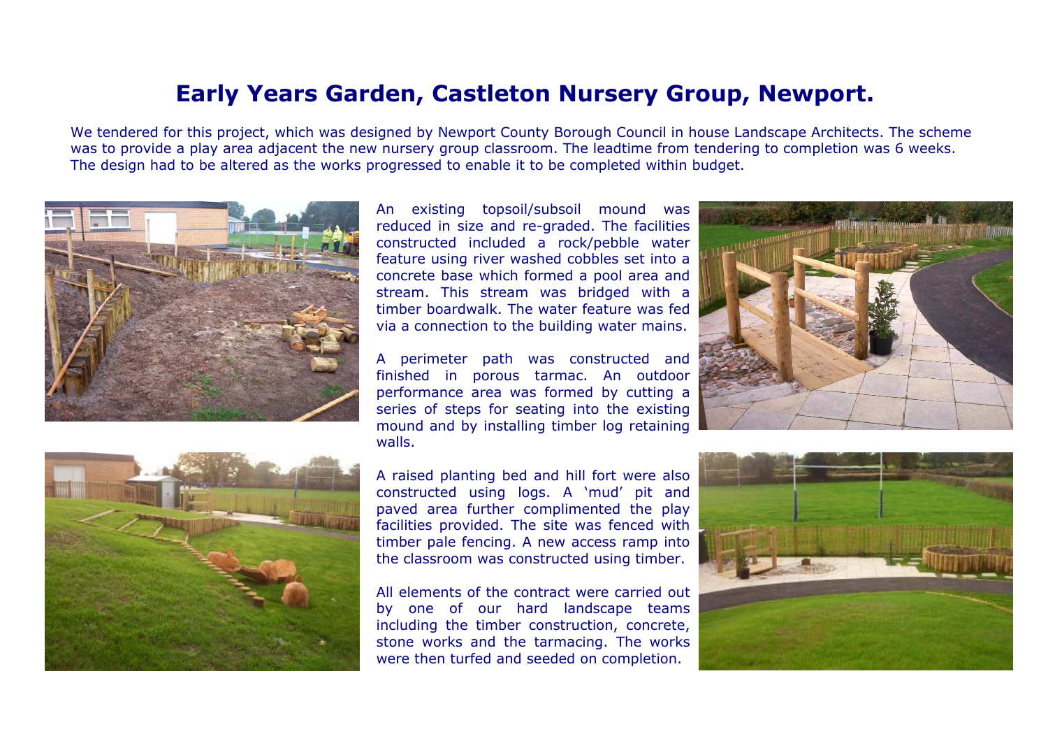# Early Years Garden, Castleton Nursery Group, Newport.

We tendered for this project, which was designed by Newport County Borough Council in house Landscape Architects. The scheme was to provide a play area adjacent the new nursery group classroom. The leadtime from tendering to completion was 6 weeks. The design had to be altered as the works progressed to enable it to be completed within budget.

An existing topsoil/subsoil mound was reduced in size and re-graded. The facilities constructed included a rock/pebble water feature using river washed cobbles set into a concrete base which formed a pool area and stream. This stream was bridged with a timber boardwalk. The water feature was fed via a connection to the building water mains.

A perimeter path was constructed and finished in porous tarmac. An outdoor performance area was formed by cutting a series of steps for seating into the existing mound and by installing timber log retaining walls.

A raised planting bed and hill fort were also constructed using logs. A 'mud' pit and paved area further complimented the play facilities provided. The site was fenced with timber pale fencing. A new access ramp into the classroom was constructed using timber.

All elements of the contract were carried out by one of our hard landscape teams including the timber construction, concrete, stone works and the tarmacing. The works were then turfed and seeded on completion.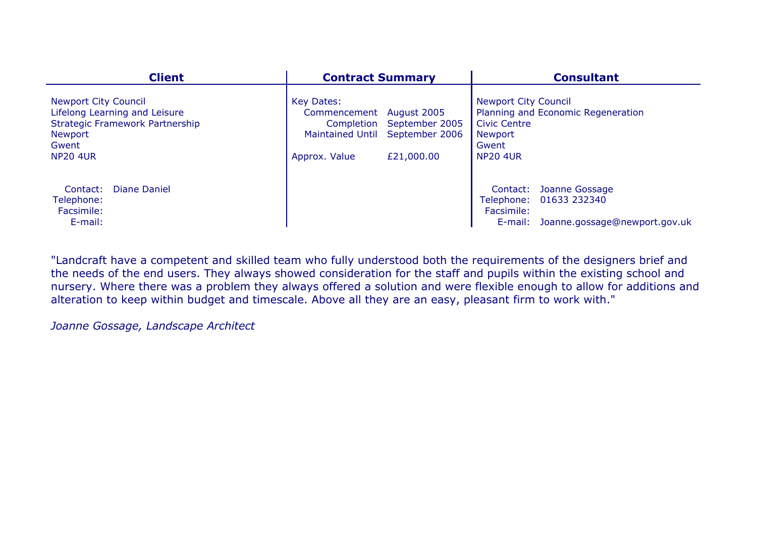| Client | | Contract Summary | | Consultant | |
|---|---|---|---|---|---|
| Newport City Council<br>Lifelong Learning and Leisure<br>Strategic Framework Partnership<br>Newport<br>Gwent<br>NP20 4UR | | Key Dates: | | Newport City Council<br>Planning and Economic Regeneration<br>Civic Centre<br>Newport<br>Gwent<br>NP20 4UR | |
| | | Commencement | August 2005 | | |
| | | Completion | September 2005 | | |
| | | Maintained Until | September 2006 | | |
| | | Approx. Value | £21,000.00 | | |
| Contact: | Diane Daniel | | | Contact: | Joanne Gossage |
| Telephone: | | | | Telephone: | 01633 232340 |
| Facsimile: | | | | Facsimile: | |
| E-mail: | | | | E-mail: | Joanne.gossage@newport.gov.uk |

"Landcraft have a competent and skilled team who fully understood both the requirements of the designers brief and the needs of the end users. They always showed consideration for the staff and pupils within the existing school and nursery. Where there was a problem they always offered a solution and were flexible enough to allow for additions and alteration to keep within budget and timescale. Above all they are an easy, pleasant firm to work with."

*Joanne Gossage, Landscape Architect*